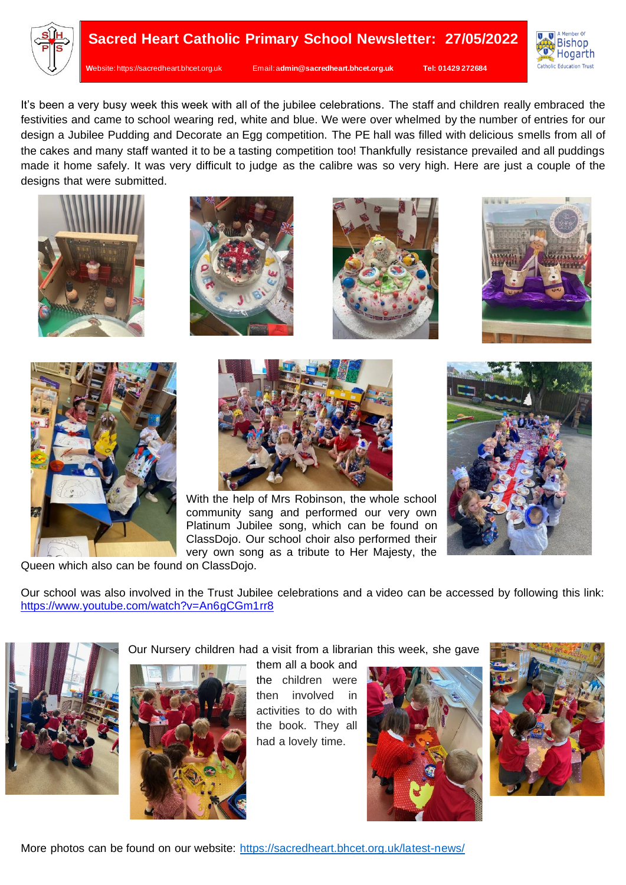# Sacred Heart Catholic Primary School Newsletter: 27/05/2022

**W**ebsite: https://sacredheart.bhcet.org.uk Email: **admin@sacredheart.bhcet.org.uk** **Tel: 01429 272684**

It's been a very busy week this week with all of the jubilee celebrations. The staff and children really embraced the festivities and came to school wearing red, white and blue. We were over whelmed by the number of entries for our design a Jubilee Pudding and Decorate an Egg competition. The PE hall was filled with delicious smells from all of the cakes and many staff wanted it to be a tasting competition too! Thankfully resistance prevailed and all puddings made it home safely. It was very difficult to judge as the calibre was so very high. Here are just a couple of the designs that were submitted.

With the help of Mrs Robinson, the whole school community sang and performed our very own Platinum Jubilee song, which can be found on ClassDojo. Our school choir also performed their very own song as a tribute to Her Majesty, the Queen which also can be found on ClassDojo.

Our school was also involved in the Trust Jubilee celebrations and a video can be accessed by following this link: https://www.youtube.com/watch?v=An6gCGm1rr8

Our Nursery children had a visit from a librarian this week, she gave them all a book and the children were then involved in activities to do with the book. They all had a lovely time.

More photos can be found on our website: https://sacredheart.bhcet.org.uk/latest-news/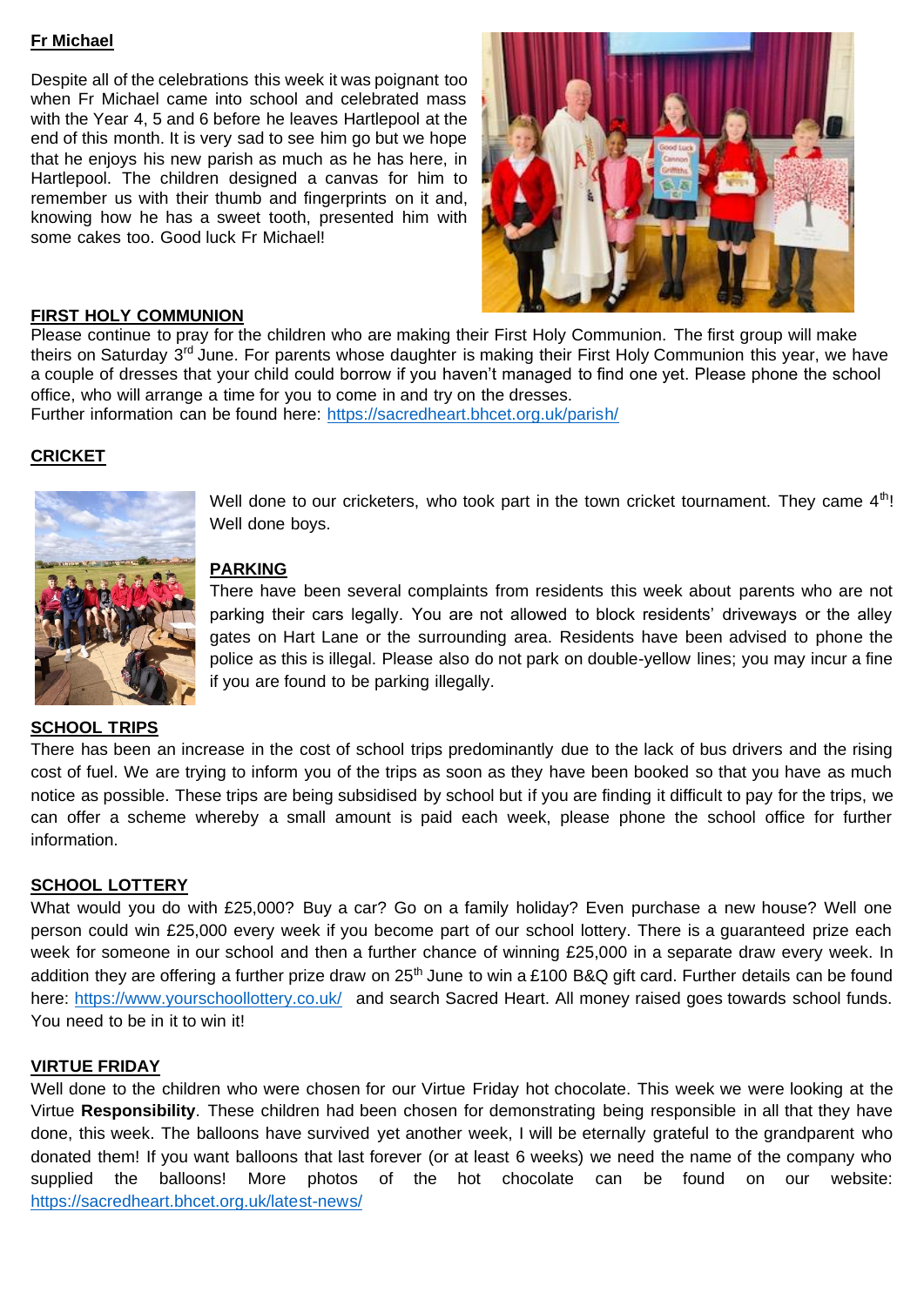**Fr Michael**

Despite all of the celebrations this week it was poignant too when Fr Michael came into school and celebrated mass with the Year 4, 5 and 6 before he leaves Hartlepool at the end of this month. It is very sad to see him go but we hope that he enjoys his new parish as much as he has here, in Hartlepool. The children designed a canvas for him to remember us with their thumb and fingerprints on it and, knowing how he has a sweet tooth, presented him with some cakes too. Good luck Fr Michael!

**FIRST HOLY COMMUNION**

Please continue to pray for the children who are making their First Holy Communion. The first group will make theirs on Saturday 3rd June. For parents whose daughter is making their First Holy Communion this year, we have a couple of dresses that your child could borrow if you haven't managed to find one yet. Please phone the school office, who will arrange a time for you to come in and try on the dresses.
Further information can be found here: https://sacredheart.bhcet.org.uk/parish/

**CRICKET**

Well done to our cricketers, who took part in the town cricket tournament. They came 4th! Well done boys.

**PARKING**

There have been several complaints from residents this week about parents who are not parking their cars legally. You are not allowed to block residents' driveways or the alley gates on Hart Lane or the surrounding area. Residents have been advised to phone the police as this is illegal. Please also do not park on double-yellow lines; you may incur a fine if you are found to be parking illegally.

**SCHOOL TRIPS**

There has been an increase in the cost of school trips predominantly due to the lack of bus drivers and the rising cost of fuel. We are trying to inform you of the trips as soon as they have been booked so that you have as much notice as possible. These trips are being subsidised by school but if you are finding it difficult to pay for the trips, we can offer a scheme whereby a small amount is paid each week, please phone the school office for further information.

**SCHOOL LOTTERY**

What would you do with £25,000? Buy a car? Go on a family holiday? Even purchase a new house? Well one person could win £25,000 every week if you become part of our school lottery. There is a guaranteed prize each week for someone in our school and then a further chance of winning £25,000 in a separate draw every week. In addition they are offering a further prize draw on 25th June to win a £100 B&Q gift card. Further details can be found here: https://www.yourschoollottery.co.uk/ and search Sacred Heart. All money raised goes towards school funds. You need to be in it to win it!

**VIRTUE FRIDAY**

Well done to the children who were chosen for our Virtue Friday hot chocolate. This week we were looking at the Virtue **Responsibility**. These children had been chosen for demonstrating being responsible in all that they have done, this week. The balloons have survived yet another week, I will be eternally grateful to the grandparent who donated them! If you want balloons that last forever (or at least 6 weeks) we need the name of the company who supplied the balloons! More photos of the hot chocolate can be found on our website: https://sacredheart.bhcet.org.uk/latest-news/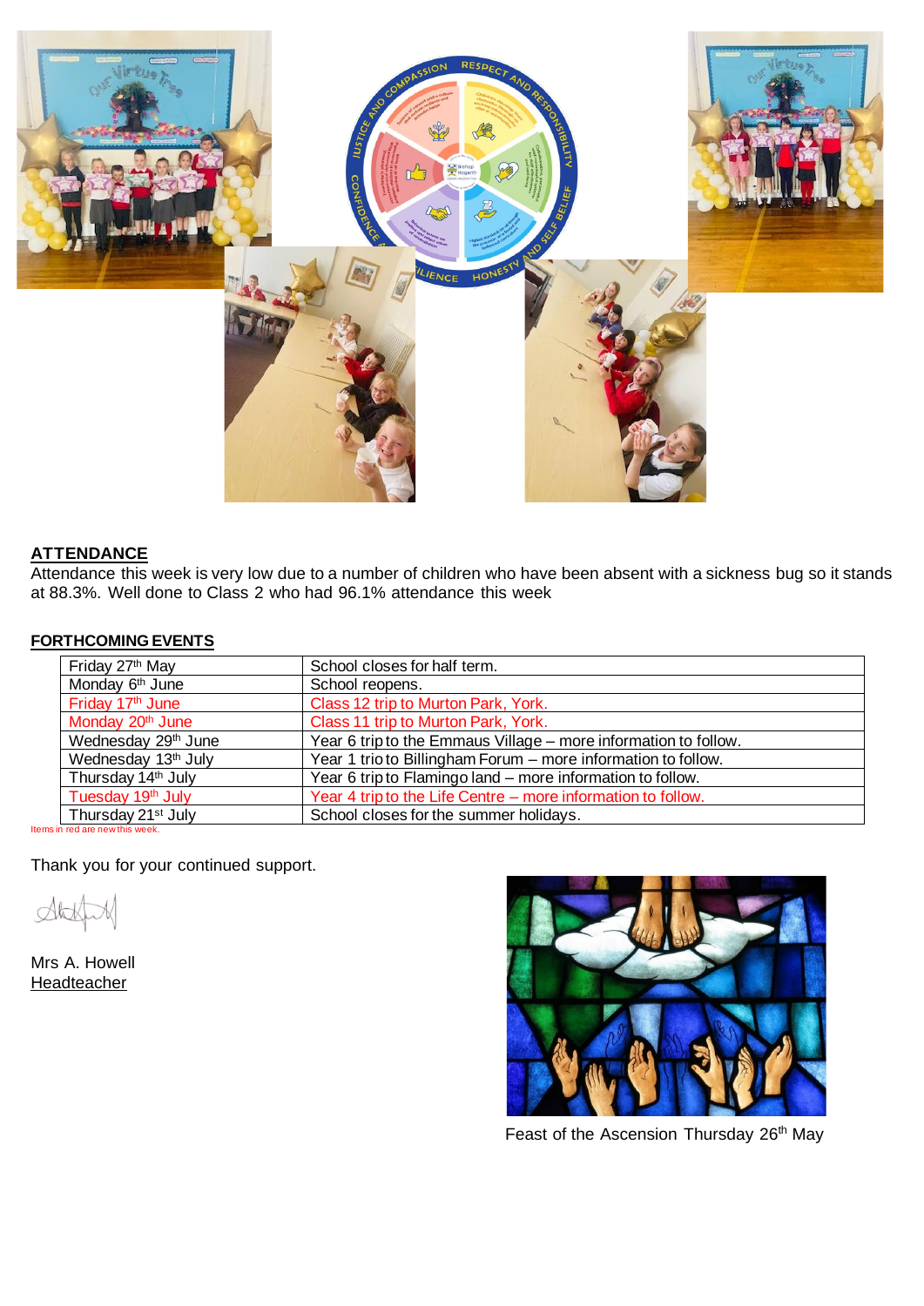## ATTENDANCE

Attendance this week is very low due to a number of children who have been absent with a sickness bug so it stands at 88.3%. Well done to Class 2 who had 96.1% attendance this week

## FORTHCOMING EVENTS

| | |
|---|---|
| Friday 27th May | School closes for half term. |
| Monday 6th June | School reopens. |
| Friday 17th June | Class 12 trip to Murton Park, York. |
| Monday 20th June | Class 11 trip to Murton Park, York. |
| Wednesday 29th June | Year 6 trip to the Emmaus Village – more information to follow. |
| Wednesday 13th July | Year 1 trio to Billingham Forum – more information to follow. |
| Thursday 14th July | Year 6 trip to Flamingo land – more information to follow. |
| Tuesday 19th July | Year 4 trip to the Life Centre – more information to follow. |
| Thursday 21st July | School closes for the summer holidays. |

Items in red are new this week.

Thank you for your continued support.

Mrs A. Howell
Headteacher

Feast of the Ascension Thursday 26th May